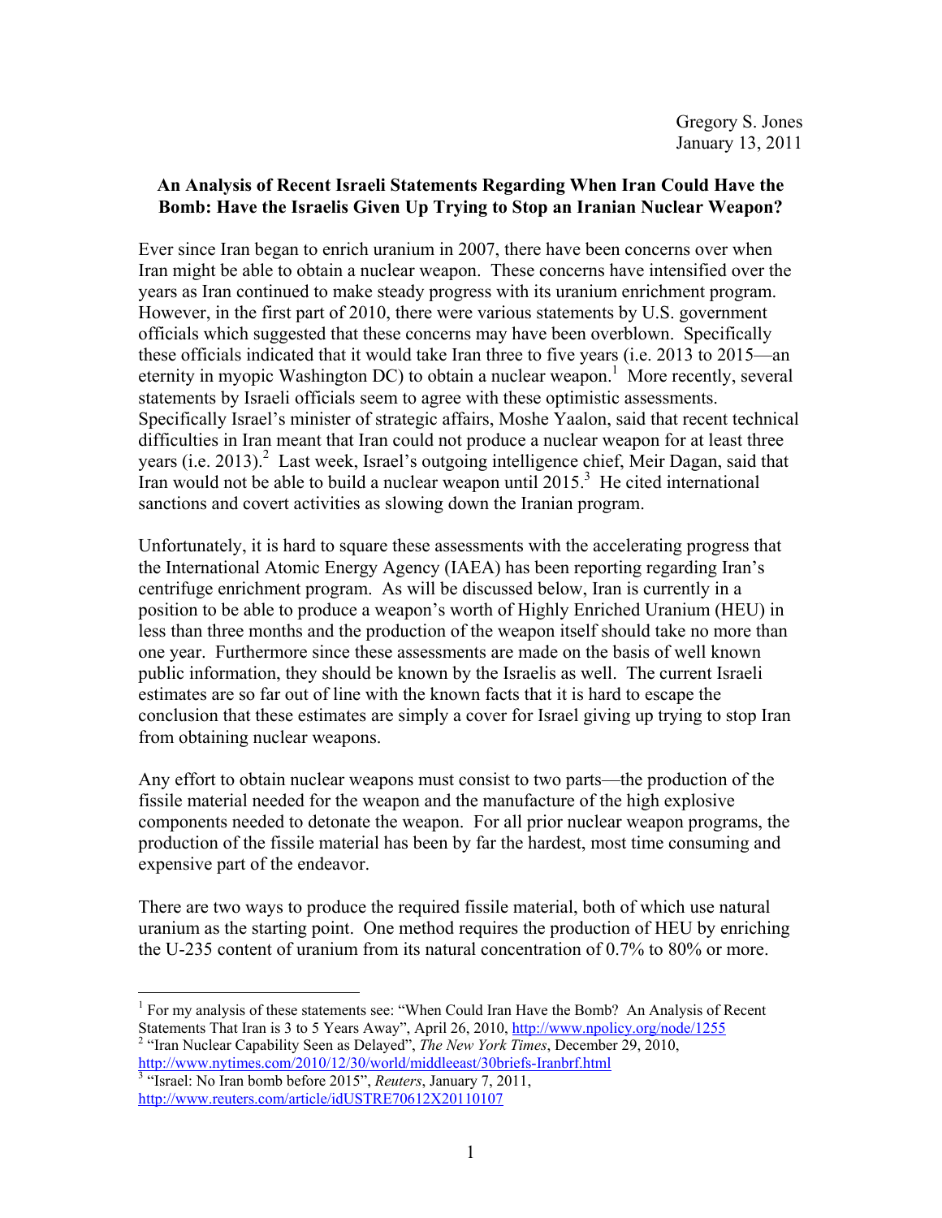Gregory S. Jones
January 13, 2011

**An Analysis of Recent Israeli Statements Regarding When Iran Could Have the Bomb: Have the Israelis Given Up Trying to Stop an Iranian Nuclear Weapon?**

Ever since Iran began to enrich uranium in 2007, there have been concerns over when Iran might be able to obtain a nuclear weapon. These concerns have intensified over the years as Iran continued to make steady progress with its uranium enrichment program. However, in the first part of 2010, there were various statements by U.S. government officials which suggested that these concerns may have been overblown. Specifically these officials indicated that it would take Iran three to five years (i.e. 2013 to 2015—an eternity in myopic Washington DC) to obtain a nuclear weapon.[1] More recently, several statements by Israeli officials seem to agree with these optimistic assessments. Specifically Israel's minister of strategic affairs, Moshe Yaalon, said that recent technical difficulties in Iran meant that Iran could not produce a nuclear weapon for at least three years (i.e. 2013).[2] Last week, Israel's outgoing intelligence chief, Meir Dagan, said that Iran would not be able to build a nuclear weapon until 2015.[3] He cited international sanctions and covert activities as slowing down the Iranian program.

Unfortunately, it is hard to square these assessments with the accelerating progress that the International Atomic Energy Agency (IAEA) has been reporting regarding Iran's centrifuge enrichment program. As will be discussed below, Iran is currently in a position to be able to produce a weapon's worth of Highly Enriched Uranium (HEU) in less than three months and the production of the weapon itself should take no more than one year. Furthermore since these assessments are made on the basis of well known public information, they should be known by the Israelis as well. The current Israeli estimates are so far out of line with the known facts that it is hard to escape the conclusion that these estimates are simply a cover for Israel giving up trying to stop Iran from obtaining nuclear weapons.

Any effort to obtain nuclear weapons must consist to two parts—the production of the fissile material needed for the weapon and the manufacture of the high explosive components needed to detonate the weapon. For all prior nuclear weapon programs, the production of the fissile material has been by far the hardest, most time consuming and expensive part of the endeavor.

There are two ways to produce the required fissile material, both of which use natural uranium as the starting point. One method requires the production of HEU by enriching the U-235 content of uranium from its natural concentration of 0.7% to 80% or more.

---

[1] For my analysis of these statements see: "When Could Iran Have the Bomb? An Analysis of Recent Statements That Iran is 3 to 5 Years Away", April 26, 2010, http://www.npolicy.org/node/1255

[2] "Iran Nuclear Capability Seen as Delayed", *The New York Times*, December 29, 2010, http://www.nytimes.com/2010/12/30/world/middleeast/30briefs-Iranbrf.html

[3] "Israel: No Iran bomb before 2015", *Reuters*, January 7, 2011, http://www.reuters.com/article/idUSTRE70612X20110107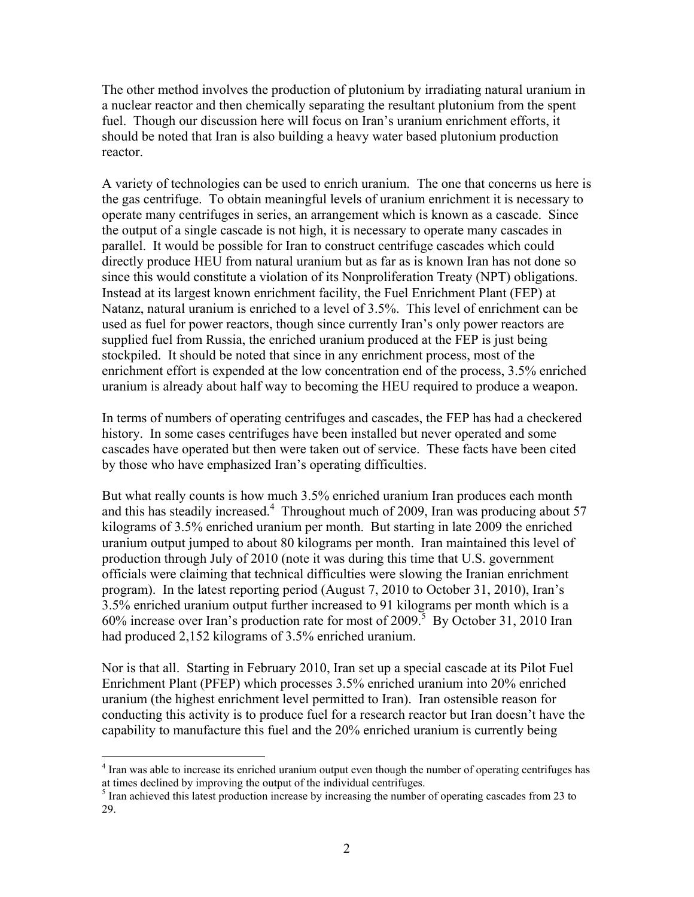The other method involves the production of plutonium by irradiating natural uranium in a nuclear reactor and then chemically separating the resultant plutonium from the spent fuel. Though our discussion here will focus on Iran's uranium enrichment efforts, it should be noted that Iran is also building a heavy water based plutonium production reactor.

A variety of technologies can be used to enrich uranium. The one that concerns us here is the gas centrifuge. To obtain meaningful levels of uranium enrichment it is necessary to operate many centrifuges in series, an arrangement which is known as a cascade. Since the output of a single cascade is not high, it is necessary to operate many cascades in parallel. It would be possible for Iran to construct centrifuge cascades which could directly produce HEU from natural uranium but as far as is known Iran has not done so since this would constitute a violation of its Nonproliferation Treaty (NPT) obligations. Instead at its largest known enrichment facility, the Fuel Enrichment Plant (FEP) at Natanz, natural uranium is enriched to a level of 3.5%. This level of enrichment can be used as fuel for power reactors, though since currently Iran's only power reactors are supplied fuel from Russia, the enriched uranium produced at the FEP is just being stockpiled. It should be noted that since in any enrichment process, most of the enrichment effort is expended at the low concentration end of the process, 3.5% enriched uranium is already about half way to becoming the HEU required to produce a weapon.

In terms of numbers of operating centrifuges and cascades, the FEP has had a checkered history. In some cases centrifuges have been installed but never operated and some cascades have operated but then were taken out of service. These facts have been cited by those who have emphasized Iran's operating difficulties.

But what really counts is how much 3.5% enriched uranium Iran produces each month and this has steadily increased.[4] Throughout much of 2009, Iran was producing about 57 kilograms of 3.5% enriched uranium per month. But starting in late 2009 the enriched uranium output jumped to about 80 kilograms per month. Iran maintained this level of production through July of 2010 (note it was during this time that U.S. government officials were claiming that technical difficulties were slowing the Iranian enrichment program). In the latest reporting period (August 7, 2010 to October 31, 2010), Iran's 3.5% enriched uranium output further increased to 91 kilograms per month which is a 60% increase over Iran's production rate for most of 2009.[5] By October 31, 2010 Iran had produced 2,152 kilograms of 3.5% enriched uranium.

Nor is that all. Starting in February 2010, Iran set up a special cascade at its Pilot Fuel Enrichment Plant (PFEP) which processes 3.5% enriched uranium into 20% enriched uranium (the highest enrichment level permitted to Iran). Iran ostensible reason for conducting this activity is to produce fuel for a research reactor but Iran doesn't have the capability to manufacture this fuel and the 20% enriched uranium is currently being

---

[4] Iran was able to increase its enriched uranium output even though the number of operating centrifuges has at times declined by improving the output of the individual centrifuges.

[5] Iran achieved this latest production increase by increasing the number of operating cascades from 23 to 29.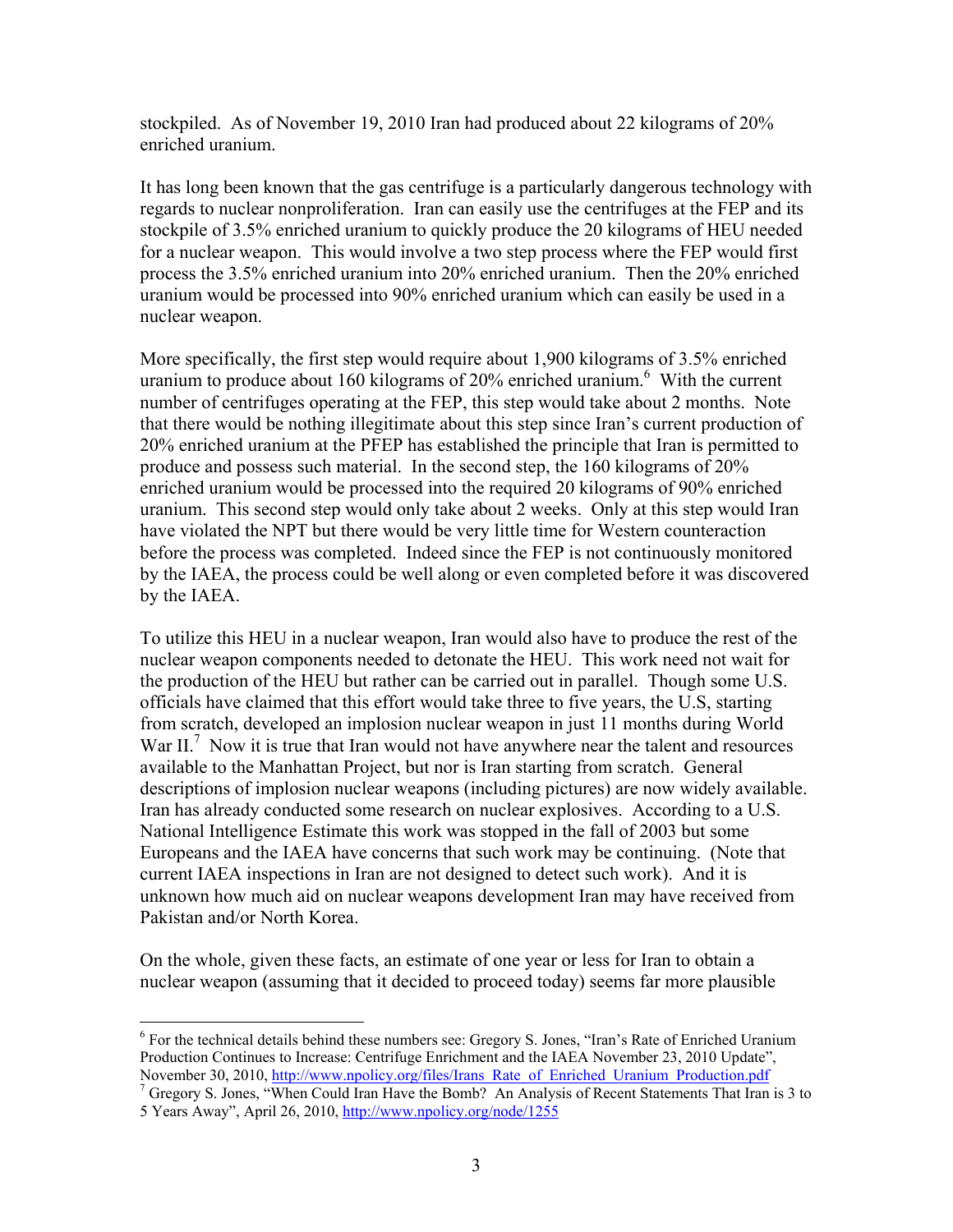stockpiled. As of November 19, 2010 Iran had produced about 22 kilograms of 20% enriched uranium.

It has long been known that the gas centrifuge is a particularly dangerous technology with regards to nuclear nonproliferation. Iran can easily use the centrifuges at the FEP and its stockpile of 3.5% enriched uranium to quickly produce the 20 kilograms of HEU needed for a nuclear weapon. This would involve a two step process where the FEP would first process the 3.5% enriched uranium into 20% enriched uranium. Then the 20% enriched uranium would be processed into 90% enriched uranium which can easily be used in a nuclear weapon.

More specifically, the first step would require about 1,900 kilograms of 3.5% enriched uranium to produce about 160 kilograms of 20% enriched uranium.[6] With the current number of centrifuges operating at the FEP, this step would take about 2 months. Note that there would be nothing illegitimate about this step since Iran's current production of 20% enriched uranium at the PFEP has established the principle that Iran is permitted to produce and possess such material. In the second step, the 160 kilograms of 20% enriched uranium would be processed into the required 20 kilograms of 90% enriched uranium. This second step would only take about 2 weeks. Only at this step would Iran have violated the NPT but there would be very little time for Western counteraction before the process was completed. Indeed since the FEP is not continuously monitored by the IAEA, the process could be well along or even completed before it was discovered by the IAEA.

To utilize this HEU in a nuclear weapon, Iran would also have to produce the rest of the nuclear weapon components needed to detonate the HEU. This work need not wait for the production of the HEU but rather can be carried out in parallel. Though some U.S. officials have claimed that this effort would take three to five years, the U.S, starting from scratch, developed an implosion nuclear weapon in just 11 months during World War II.[7] Now it is true that Iran would not have anywhere near the talent and resources available to the Manhattan Project, but nor is Iran starting from scratch. General descriptions of implosion nuclear weapons (including pictures) are now widely available. Iran has already conducted some research on nuclear explosives. According to a U.S. National Intelligence Estimate this work was stopped in the fall of 2003 but some Europeans and the IAEA have concerns that such work may be continuing. (Note that current IAEA inspections in Iran are not designed to detect such work). And it is unknown how much aid on nuclear weapons development Iran may have received from Pakistan and/or North Korea.

On the whole, given these facts, an estimate of one year or less for Iran to obtain a nuclear weapon (assuming that it decided to proceed today) seems far more plausible

---

[6] For the technical details behind these numbers see: Gregory S. Jones, "Iran's Rate of Enriched Uranium Production Continues to Increase: Centrifuge Enrichment and the IAEA November 23, 2010 Update", November 30, 2010, http://www.npolicy.org/files/Irans_Rate_of_Enriched_Uranium_Production.pdf

[7] Gregory S. Jones, "When Could Iran Have the Bomb? An Analysis of Recent Statements That Iran is 3 to 5 Years Away", April 26, 2010, http://www.npolicy.org/node/1255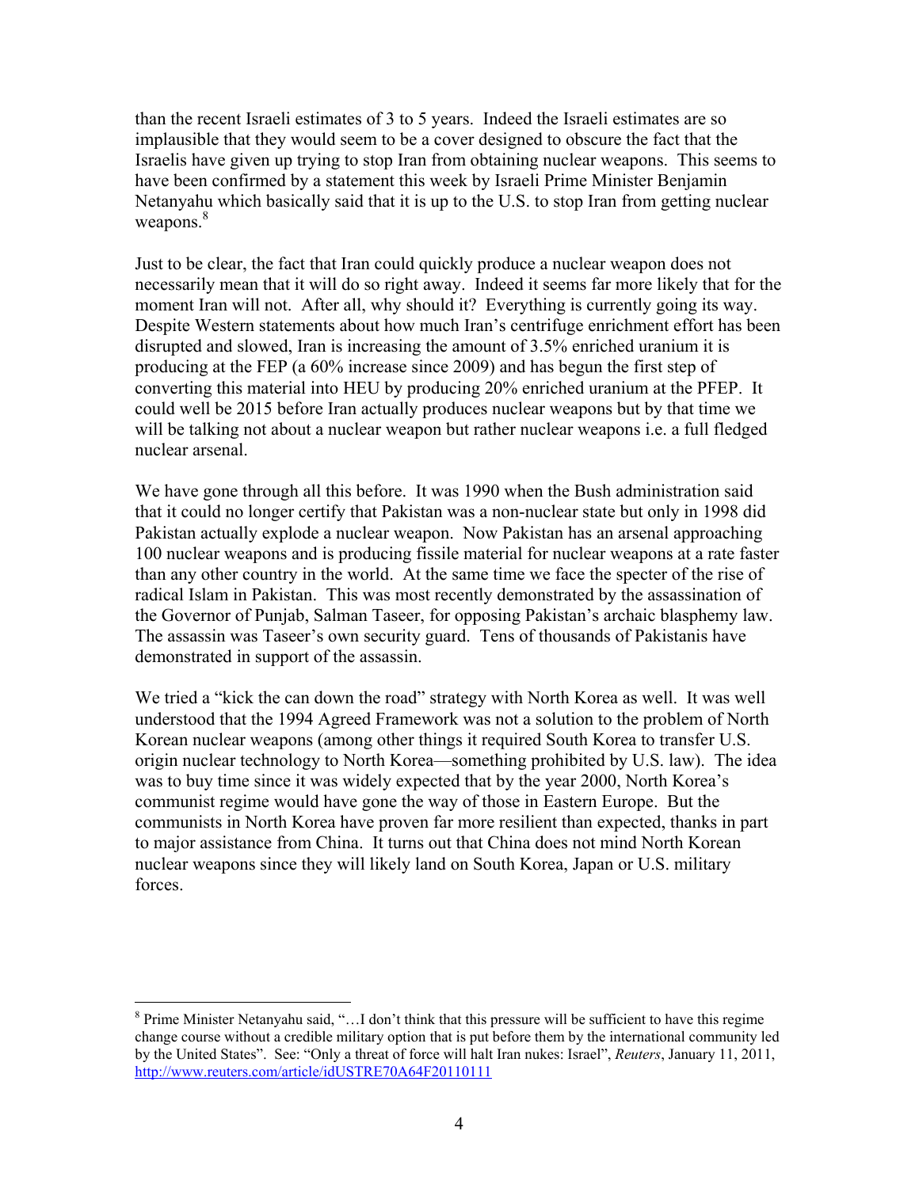than the recent Israeli estimates of 3 to 5 years. Indeed the Israeli estimates are so implausible that they would seem to be a cover designed to obscure the fact that the Israelis have given up trying to stop Iran from obtaining nuclear weapons. This seems to have been confirmed by a statement this week by Israeli Prime Minister Benjamin Netanyahu which basically said that it is up to the U.S. to stop Iran from getting nuclear weapons.[8]

Just to be clear, the fact that Iran could quickly produce a nuclear weapon does not necessarily mean that it will do so right away. Indeed it seems far more likely that for the moment Iran will not. After all, why should it? Everything is currently going its way. Despite Western statements about how much Iran's centrifuge enrichment effort has been disrupted and slowed, Iran is increasing the amount of 3.5% enriched uranium it is producing at the FEP (a 60% increase since 2009) and has begun the first step of converting this material into HEU by producing 20% enriched uranium at the PFEP. It could well be 2015 before Iran actually produces nuclear weapons but by that time we will be talking not about a nuclear weapon but rather nuclear weapons i.e. a full fledged nuclear arsenal.

We have gone through all this before. It was 1990 when the Bush administration said that it could no longer certify that Pakistan was a non-nuclear state but only in 1998 did Pakistan actually explode a nuclear weapon. Now Pakistan has an arsenal approaching 100 nuclear weapons and is producing fissile material for nuclear weapons at a rate faster than any other country in the world. At the same time we face the specter of the rise of radical Islam in Pakistan. This was most recently demonstrated by the assassination of the Governor of Punjab, Salman Taseer, for opposing Pakistan's archaic blasphemy law. The assassin was Taseer's own security guard. Tens of thousands of Pakistanis have demonstrated in support of the assassin.

We tried a "kick the can down the road" strategy with North Korea as well. It was well understood that the 1994 Agreed Framework was not a solution to the problem of North Korean nuclear weapons (among other things it required South Korea to transfer U.S. origin nuclear technology to North Korea—something prohibited by U.S. law). The idea was to buy time since it was widely expected that by the year 2000, North Korea's communist regime would have gone the way of those in Eastern Europe. But the communists in North Korea have proven far more resilient than expected, thanks in part to major assistance from China. It turns out that China does not mind North Korean nuclear weapons since they will likely land on South Korea, Japan or U.S. military forces.

---

[8] Prime Minister Netanyahu said, "…I don't think that this pressure will be sufficient to have this regime change course without a credible military option that is put before them by the international community led by the United States". See: "Only a threat of force will halt Iran nukes: Israel", *Reuters*, January 11, 2011, http://www.reuters.com/article/idUSTRE70A64F20110111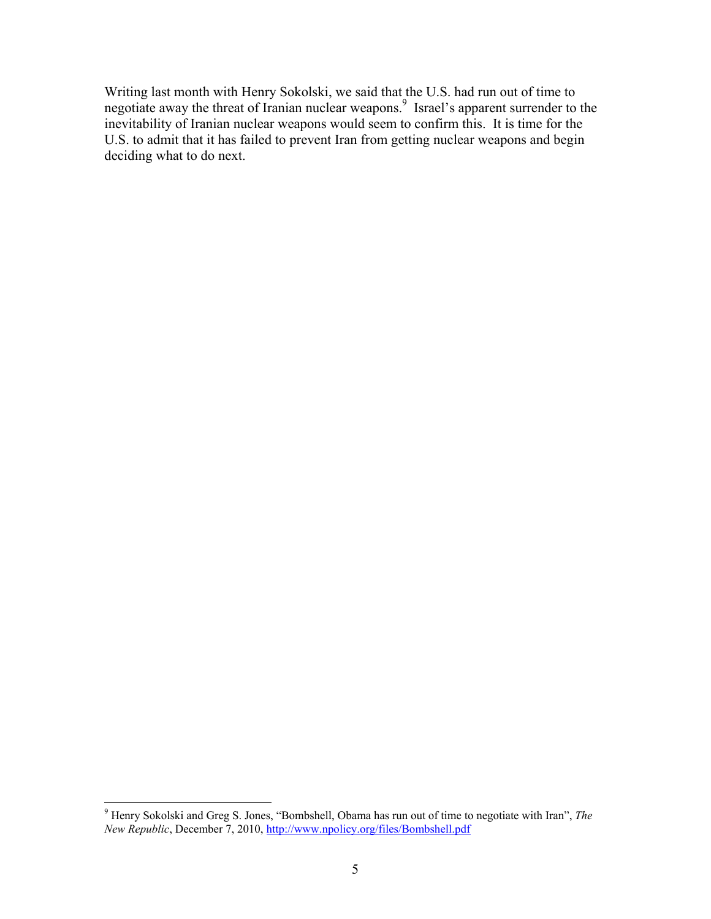Writing last month with Henry Sokolski, we said that the U.S. had run out of time to negotiate away the threat of Iranian nuclear weapons.[9] Israel's apparent surrender to the inevitability of Iranian nuclear weapons would seem to confirm this. It is time for the U.S. to admit that it has failed to prevent Iran from getting nuclear weapons and begin deciding what to do next.

---

[9] Henry Sokolski and Greg S. Jones, "Bombshell, Obama has run out of time to negotiate with Iran", *The New Republic*, December 7, 2010, http://www.npolicy.org/files/Bombshell.pdf